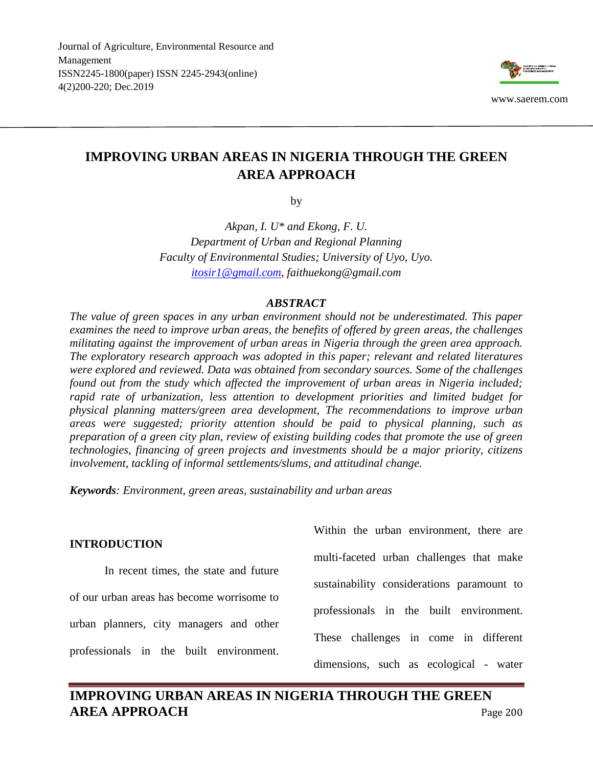# IMPROVING URBAN AREAS IN NIGERIA THROUGH THE GREEN AREA APPROACH

by

*Akpan, I. U\* and Ekong, F. U.*
*Department of Urban and Regional Planning*
*Faculty of Environmental Studies; University of Uyo, Uyo.*
*itosir1@gmail.com, faithuekong@gmail.com*

## *ABSTRACT*

*The value of green spaces in any urban environment should not be underestimated. This paper examines the need to improve urban areas, the benefits of offered by green areas, the challenges militating against the improvement of urban areas in Nigeria through the green area approach. The exploratory research approach was adopted in this paper; relevant and related literatures were explored and reviewed. Data was obtained from secondary sources. Some of the challenges found out from the study which affected the improvement of urban areas in Nigeria included; rapid rate of urbanization, less attention to development priorities and limited budget for physical planning matters/green area development, The recommendations to improve urban areas were suggested; priority attention should be paid to physical planning, such as preparation of a green city plan, review of existing building codes that promote the use of green technologies, financing of green projects and investments should be a major priority, citizens involvement, tackling of informal settlements/slums, and attitudinal change.*

***Keywords**: Environment, green areas, sustainability and urban areas*

## INTRODUCTION

In recent times, the state and future of our urban areas has become worrisome to urban planners, city managers and other professionals in the built environment. Within the urban environment, there are multi-faceted urban challenges that make sustainability considerations paramount to professionals in the built environment. These challenges in come in different dimensions, such as ecological - water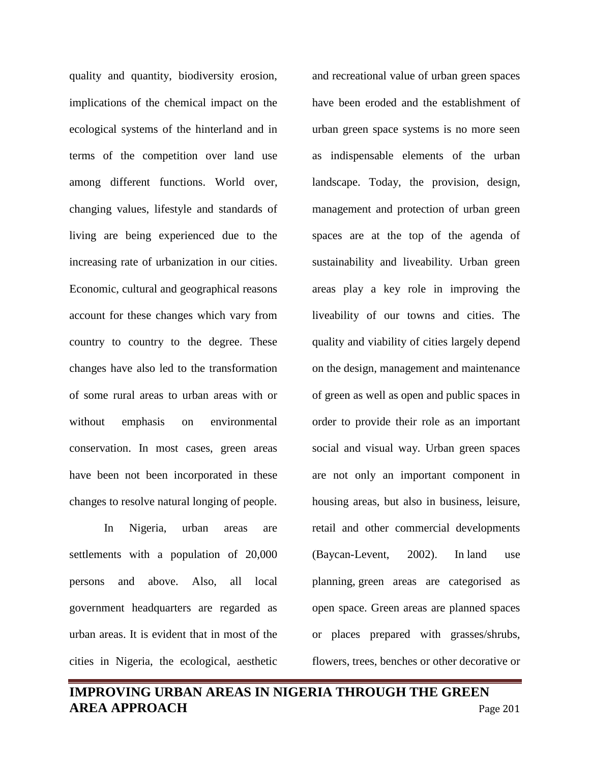quality and quantity, biodiversity erosion, implications of the chemical impact on the ecological systems of the hinterland and in terms of the competition over land use among different functions. World over, changing values, lifestyle and standards of living are being experienced due to the increasing rate of urbanization in our cities. Economic, cultural and geographical reasons account for these changes which vary from country to country to the degree. These changes have also led to the transformation of some rural areas to urban areas with or without emphasis on environmental conservation. In most cases, green areas have been not been incorporated in these changes to resolve natural longing of people.

In Nigeria, urban areas are settlements with a population of 20,000 persons and above. Also, all local government headquarters are regarded as urban areas. It is evident that in most of the cities in Nigeria, the ecological, aesthetic and recreational value of urban green spaces have been eroded and the establishment of urban green space systems is no more seen as indispensable elements of the urban landscape. Today, the provision, design, management and protection of urban green spaces are at the top of the agenda of sustainability and liveability. Urban green areas play a key role in improving the liveability of our towns and cities. The quality and viability of cities largely depend on the design, management and maintenance of green as well as open and public spaces in order to provide their role as an important social and visual way. Urban green spaces are not only an important component in housing areas, but also in business, leisure, retail and other commercial developments (Baycan-Levent, 2002). In land use planning, green areas are categorised as open space. Green areas are planned spaces or places prepared with grasses/shrubs, flowers, trees, benches or other decorative or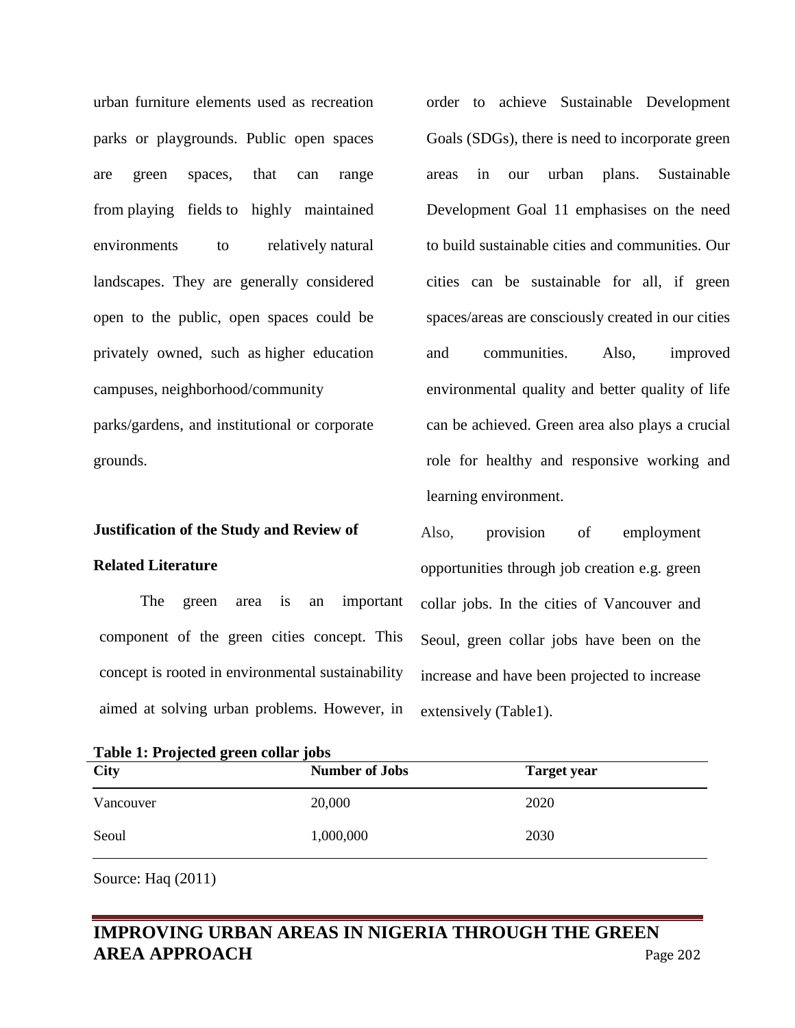urban furniture elements used as recreation parks or playgrounds. Public open spaces are green spaces, that can range from playing fields to highly maintained environments to relatively natural landscapes. They are generally considered open to the public, open spaces could be privately owned, such as higher education campuses, neighborhood/community parks/gardens, and institutional or corporate grounds.

## Justification of the Study and Review of Related Literature

The green area is an important component of the green cities concept. This concept is rooted in environmental sustainability aimed at solving urban problems. However, in order to achieve Sustainable Development Goals (SDGs), there is need to incorporate green areas in our urban plans. Sustainable Development Goal 11 emphasises on the need to build sustainable cities and communities. Our cities can be sustainable for all, if green spaces/areas are consciously created in our cities and communities. Also, improved environmental quality and better quality of life can be achieved. Green area also plays a crucial role for healthy and responsive working and learning environment.

Also, provision of employment opportunities through job creation e.g. green collar jobs. In the cities of Vancouver and Seoul, green collar jobs have been on the increase and have been projected to increase extensively (Table1).

**Table 1: Projected green collar jobs**

| City | Number of Jobs | Target year |
| --- | --- | --- |
| Vancouver | 20,000 | 2020 |
| Seoul | 1,000,000 | 2030 |

Source: Haq (2011)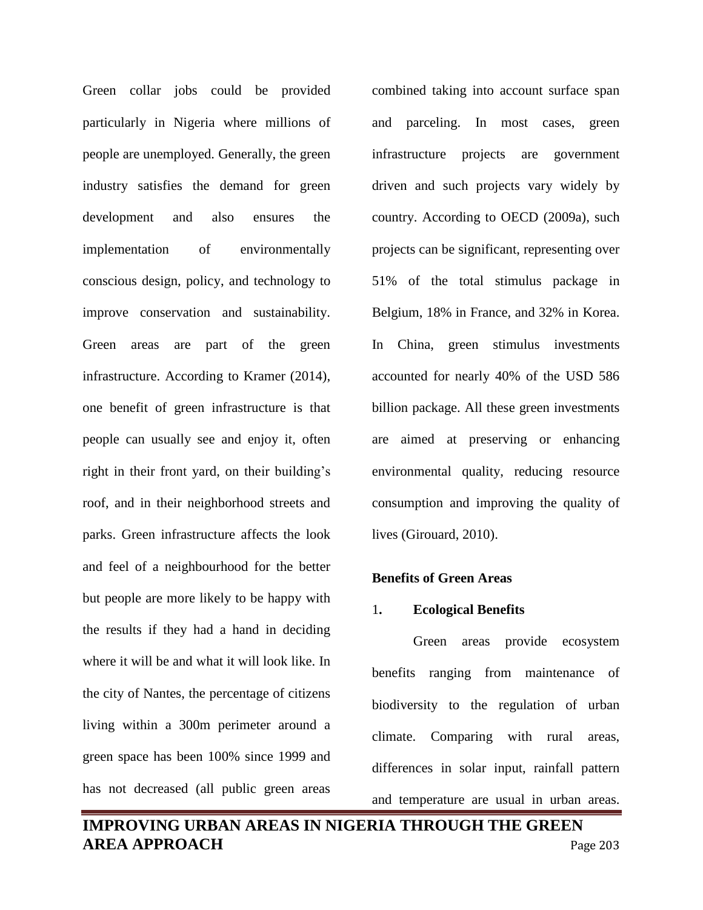Green collar jobs could be provided particularly in Nigeria where millions of people are unemployed. Generally, the green industry satisfies the demand for green development and also ensures the implementation of environmentally conscious design, policy, and technology to improve conservation and sustainability. Green areas are part of the green infrastructure. According to Kramer (2014), one benefit of green infrastructure is that people can usually see and enjoy it, often right in their front yard, on their building's roof, and in their neighborhood streets and parks. Green infrastructure affects the look and feel of a neighbourhood for the better but people are more likely to be happy with the results if they had a hand in deciding where it will be and what it will look like. In the city of Nantes, the percentage of citizens living within a 300m perimeter around a green space has been 100% since 1999 and has not decreased (all public green areas combined taking into account surface span and parceling. In most cases, green infrastructure projects are government driven and such projects vary widely by country. According to OECD (2009a), such projects can be significant, representing over 51% of the total stimulus package in Belgium, 18% in France, and 32% in Korea. In China, green stimulus investments accounted for nearly 40% of the USD 586 billion package. All these green investments are aimed at preserving or enhancing environmental quality, reducing resource consumption and improving the quality of lives (Girouard, 2010).

**Benefits of Green Areas**

1. **Ecological Benefits**

Green areas provide ecosystem benefits ranging from maintenance of biodiversity to the regulation of urban climate. Comparing with rural areas, differences in solar input, rainfall pattern and temperature are usual in urban areas.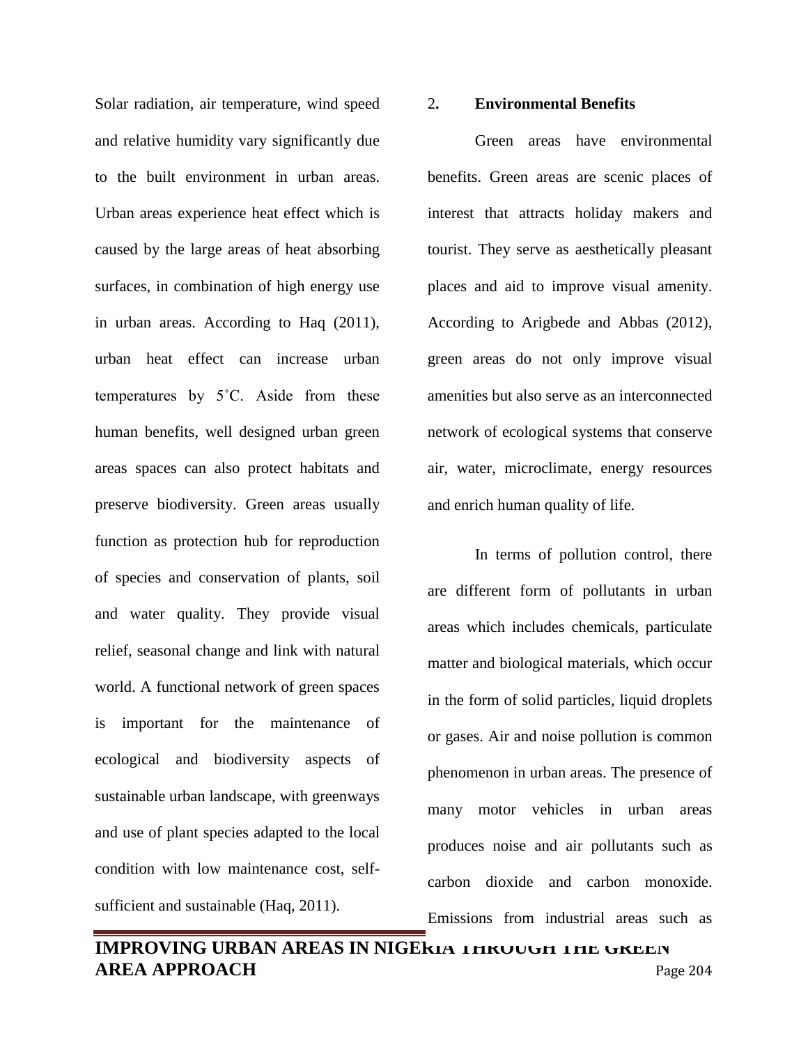Solar radiation, air temperature, wind speed and relative humidity vary significantly due to the built environment in urban areas. Urban areas experience heat effect which is caused by the large areas of heat absorbing surfaces, in combination of high energy use in urban areas. According to Haq (2011), urban heat effect can increase urban temperatures by 5˚C. Aside from these human benefits, well designed urban green areas spaces can also protect habitats and preserve biodiversity. Green areas usually function as protection hub for reproduction of species and conservation of plants, soil and water quality. They provide visual relief, seasonal change and link with natural world. A functional network of green spaces is important for the maintenance of ecological and biodiversity aspects of sustainable urban landscape, with greenways and use of plant species adapted to the local condition with low maintenance cost, self-sufficient and sustainable (Haq, 2011).

## 2. Environmental Benefits

Green areas have environmental benefits. Green areas are scenic places of interest that attracts holiday makers and tourist. They serve as aesthetically pleasant places and aid to improve visual amenity. According to Arigbede and Abbas (2012), green areas do not only improve visual amenities but also serve as an interconnected network of ecological systems that conserve air, water, microclimate, energy resources and enrich human quality of life.

In terms of pollution control, there are different form of pollutants in urban areas which includes chemicals, particulate matter and biological materials, which occur in the form of solid particles, liquid droplets or gases. Air and noise pollution is common phenomenon in urban areas. The presence of many motor vehicles in urban areas produces noise and air pollutants such as carbon dioxide and carbon monoxide. Emissions from industrial areas such as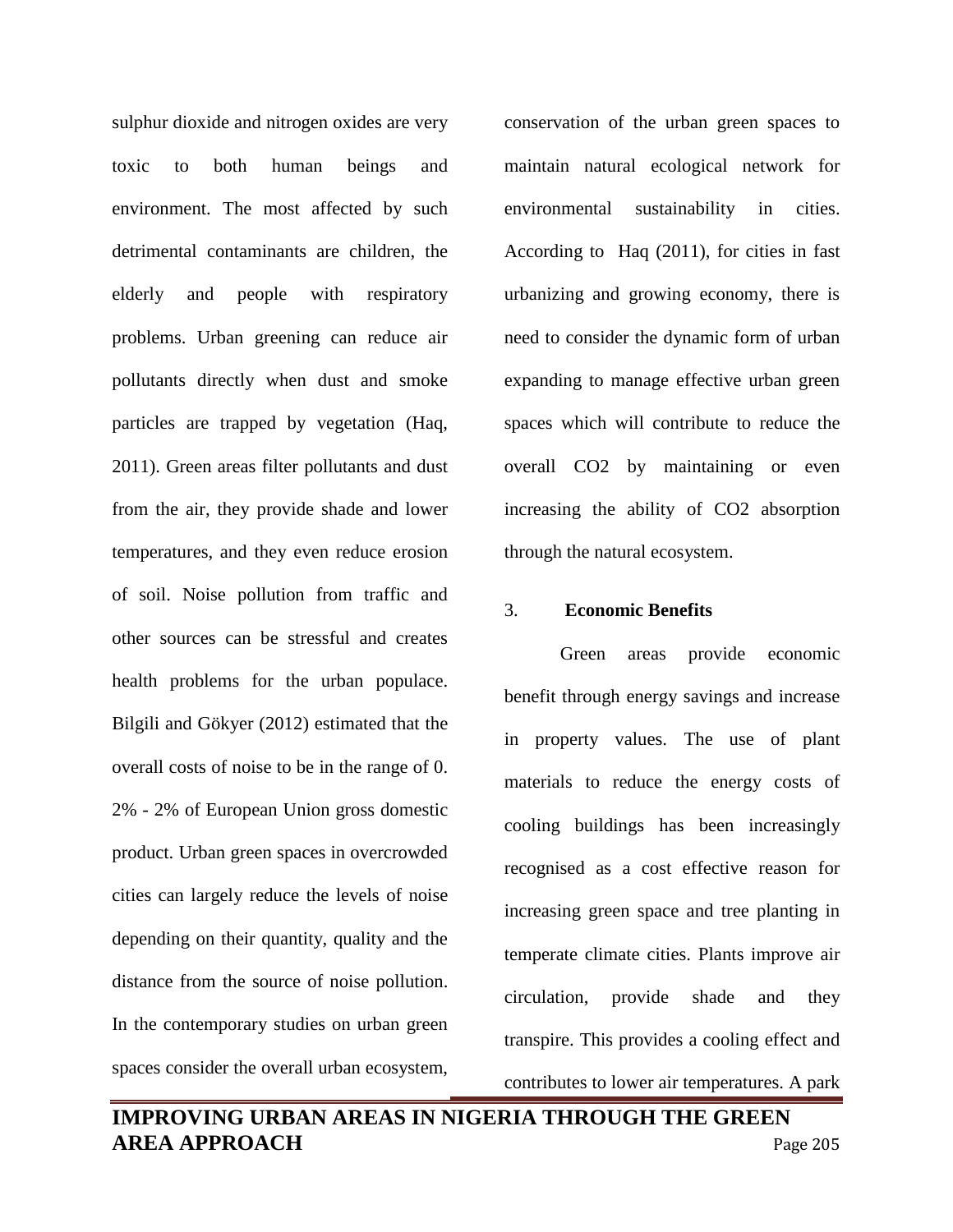sulphur dioxide and nitrogen oxides are very toxic to both human beings and environment. The most affected by such detrimental contaminants are children, the elderly and people with respiratory problems. Urban greening can reduce air pollutants directly when dust and smoke particles are trapped by vegetation (Haq, 2011). Green areas filter pollutants and dust from the air, they provide shade and lower temperatures, and they even reduce erosion of soil. Noise pollution from traffic and other sources can be stressful and creates health problems for the urban populace. Bilgili and Gökyer (2012) estimated that the overall costs of noise to be in the range of 0. 2% - 2% of European Union gross domestic product. Urban green spaces in overcrowded cities can largely reduce the levels of noise depending on their quantity, quality and the distance from the source of noise pollution. In the contemporary studies on urban green spaces consider the overall urban ecosystem, conservation of the urban green spaces to maintain natural ecological network for environmental sustainability in cities. According to Haq (2011), for cities in fast urbanizing and growing economy, there is need to consider the dynamic form of urban expanding to manage effective urban green spaces which will contribute to reduce the overall $CO_2$ by maintaining or even increasing the ability of $CO_2$ absorption through the natural ecosystem.

3. **Economic Benefits**

Green areas provide economic benefit through energy savings and increase in property values. The use of plant materials to reduce the energy costs of cooling buildings has been increasingly recognised as a cost effective reason for increasing green space and tree planting in temperate climate cities. Plants improve air circulation, provide shade and they transpire. This provides a cooling effect and contributes to lower air temperatures. A park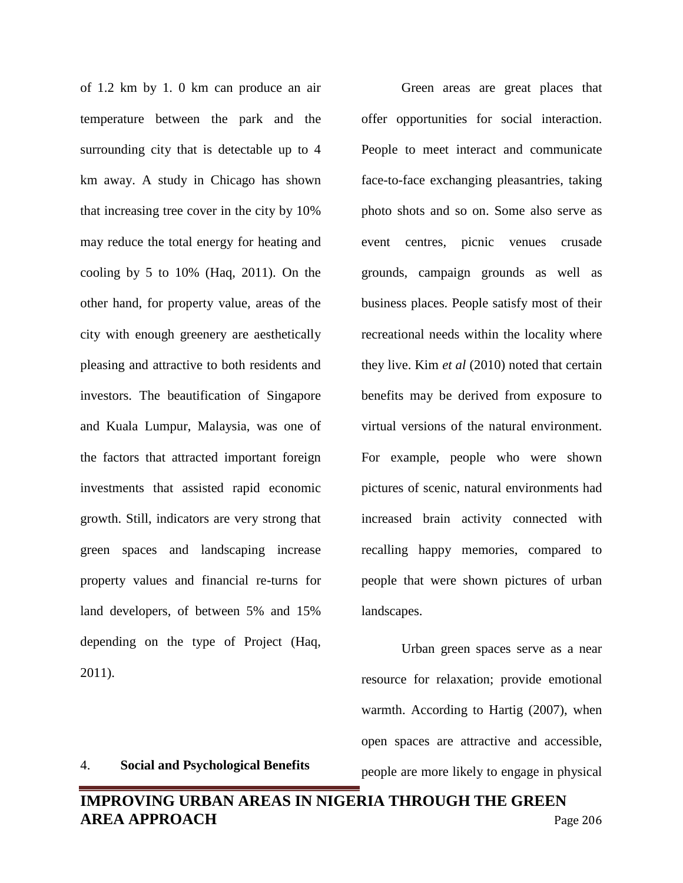of 1.2 km by 1. 0 km can produce an air temperature between the park and the surrounding city that is detectable up to 4 km away. A study in Chicago has shown that increasing tree cover in the city by 10% may reduce the total energy for heating and cooling by 5 to 10% (Haq, 2011). On the other hand, for property value, areas of the city with enough greenery are aesthetically pleasing and attractive to both residents and investors. The beautification of Singapore and Kuala Lumpur, Malaysia, was one of the factors that attracted important foreign investments that assisted rapid economic growth. Still, indicators are very strong that green spaces and landscaping increase property values and financial re-turns for land developers, of between 5% and 15% depending on the type of Project (Haq, 2011).

## 4. Social and Psychological Benefits

Green areas are great places that offer opportunities for social interaction. People to meet interact and communicate face-to-face exchanging pleasantries, taking photo shots and so on. Some also serve as event centres, picnic venues crusade grounds, campaign grounds as well as business places. People satisfy most of their recreational needs within the locality where they live. Kim *et al* (2010) noted that certain benefits may be derived from exposure to virtual versions of the natural environment. For example, people who were shown pictures of scenic, natural environments had increased brain activity connected with recalling happy memories, compared to people that were shown pictures of urban landscapes.

Urban green spaces serve as a near resource for relaxation; provide emotional warmth. According to Hartig (2007), when open spaces are attractive and accessible, people are more likely to engage in physical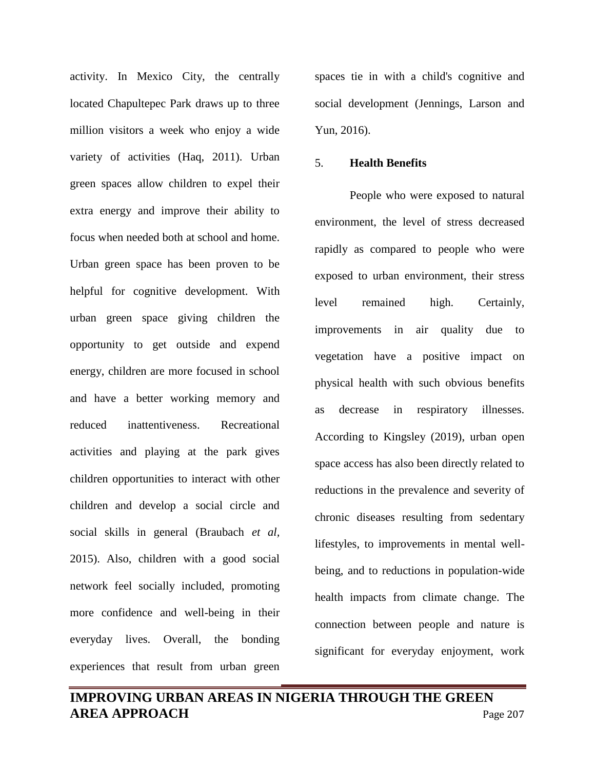activity. In Mexico City, the centrally located Chapultepec Park draws up to three million visitors a week who enjoy a wide variety of activities (Haq, 2011). Urban green spaces allow children to expel their extra energy and improve their ability to focus when needed both at school and home. Urban green space has been proven to be helpful for cognitive development. With urban green space giving children the opportunity to get outside and expend energy, children are more focused in school and have a better working memory and reduced inattentiveness. Recreational activities and playing at the park gives children opportunities to interact with other children and develop a social circle and social skills in general (Braubach *et al*, 2015). Also, children with a good social network feel socially included, promoting more confidence and well-being in their everyday lives. Overall, the bonding experiences that result from urban green spaces tie in with a child's cognitive and social development (Jennings, Larson and Yun, 2016).

## 5. Health Benefits

People who were exposed to natural environment, the level of stress decreased rapidly as compared to people who were exposed to urban environment, their stress level remained high. Certainly, improvements in air quality due to vegetation have a positive impact on physical health with such obvious benefits as decrease in respiratory illnesses. According to Kingsley (2019), urban open space access has also been directly related to reductions in the prevalence and severity of chronic diseases resulting from sedentary lifestyles, to improvements in mental well-being, and to reductions in population-wide health impacts from climate change. The connection between people and nature is significant for everyday enjoyment, work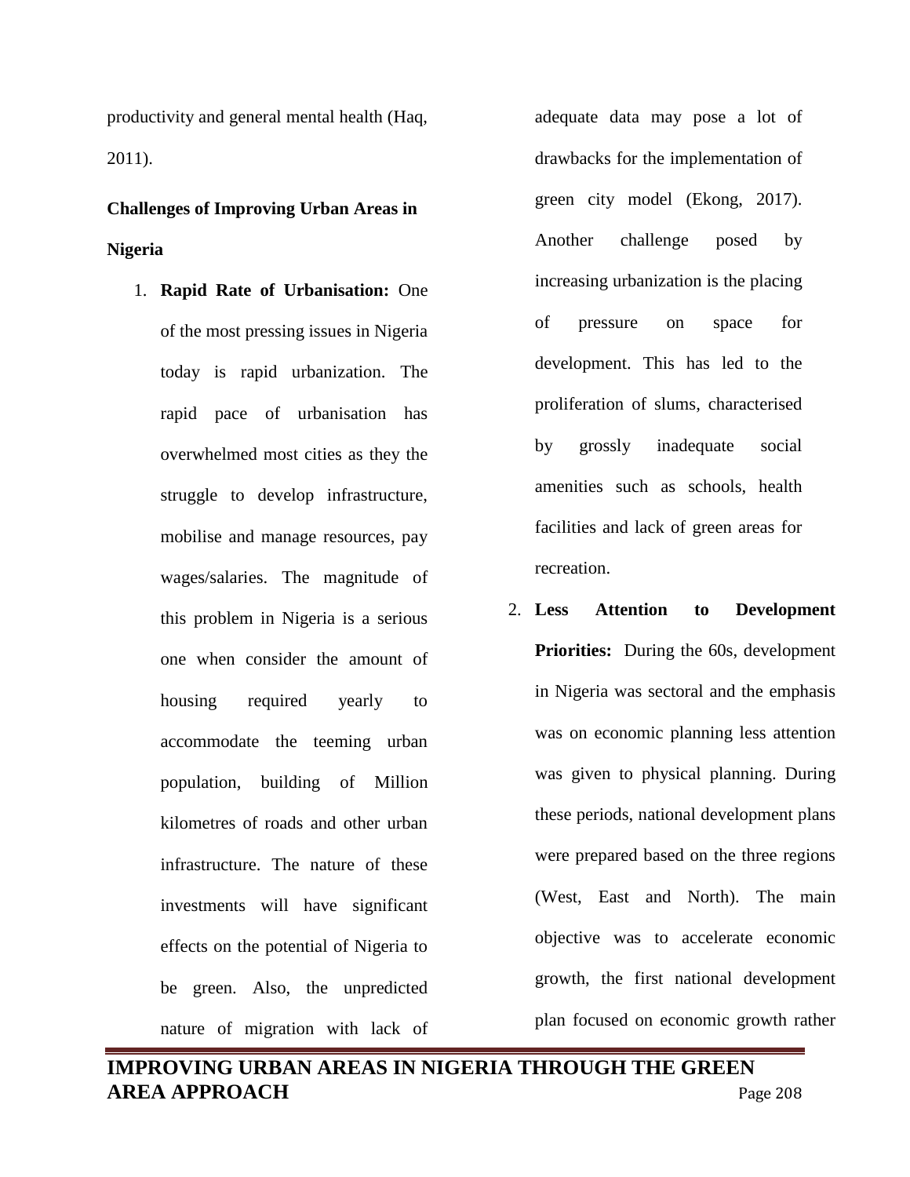productivity and general mental health (Haq, 2011).

**Challenges of Improving Urban Areas in Nigeria**

1. **Rapid Rate of Urbanisation:** One of the most pressing issues in Nigeria today is rapid urbanization. The rapid pace of urbanisation has overwhelmed most cities as they the struggle to develop infrastructure, mobilise and manage resources, pay wages/salaries. The magnitude of this problem in Nigeria is a serious one when consider the amount of housing required yearly to accommodate the teeming urban population, building of Million kilometres of roads and other urban infrastructure. The nature of these investments will have significant effects on the potential of Nigeria to be green. Also, the unpredicted nature of migration with lack of adequate data may pose a lot of drawbacks for the implementation of green city model (Ekong, 2017). Another challenge posed by increasing urbanization is the placing of pressure on space for development. This has led to the proliferation of slums, characterised by grossly inadequate social amenities such as schools, health facilities and lack of green areas for recreation.

2. **Less Attention to Development Priorities:** During the 60s, development in Nigeria was sectoral and the emphasis was on economic planning less attention was given to physical planning. During these periods, national development plans were prepared based on the three regions (West, East and North). The main objective was to accelerate economic growth, the first national development plan focused on economic growth rather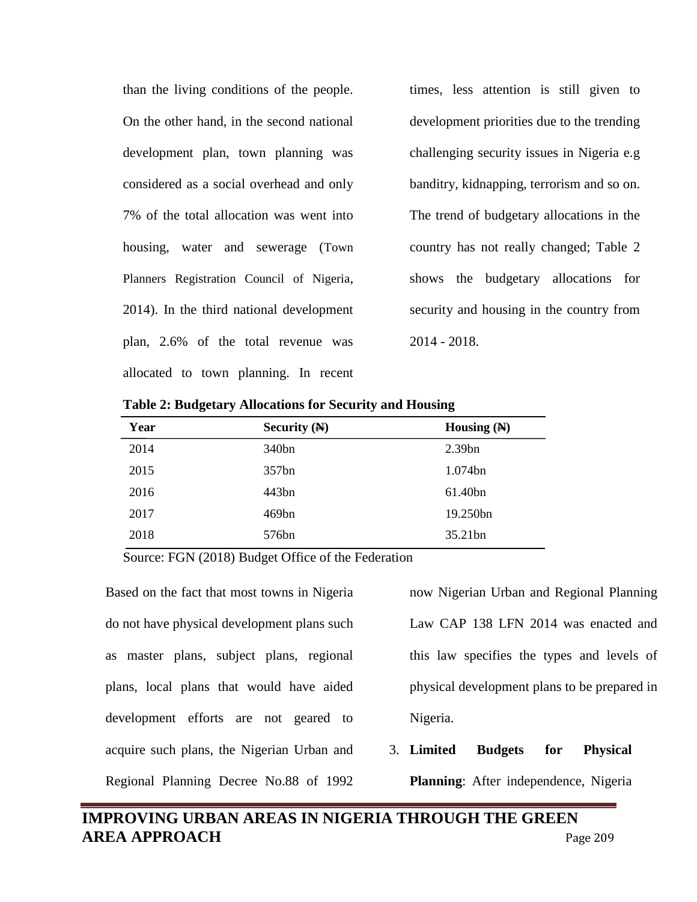than the living conditions of the people. On the other hand, in the second national development plan, town planning was considered as a social overhead and only 7% of the total allocation was went into housing, water and sewerage (Town Planners Registration Council of Nigeria, 2014). In the third national development plan, 2.6% of the total revenue was allocated to town planning. In recent times, less attention is still given to development priorities due to the trending challenging security issues in Nigeria e.g banditry, kidnapping, terrorism and so on. The trend of budgetary allocations in the country has not really changed; Table 2 shows the budgetary allocations for security and housing in the country from 2014 - 2018.

**Table 2: Budgetary Allocations for Security and Housing**

| Year | Security (₦) | Housing (₦) |
|---|---|---|
| 2014 | 340bn | 2.39bn |
| 2015 | 357bn | 1.074bn |
| 2016 | 443bn | 61.40bn |
| 2017 | 469bn | 19.250bn |
| 2018 | 576bn | 35.21bn |

Source: FGN (2018) Budget Office of the Federation

Based on the fact that most towns in Nigeria do not have physical development plans such as master plans, subject plans, regional plans, local plans that would have aided development efforts are not geared to acquire such plans, the Nigerian Urban and Regional Planning Decree No.88 of 1992 now Nigerian Urban and Regional Planning Law CAP 138 LFN 2014 was enacted and this law specifies the types and levels of physical development plans to be prepared in Nigeria.

3. **Limited Budgets for Physical Planning**: After independence, Nigeria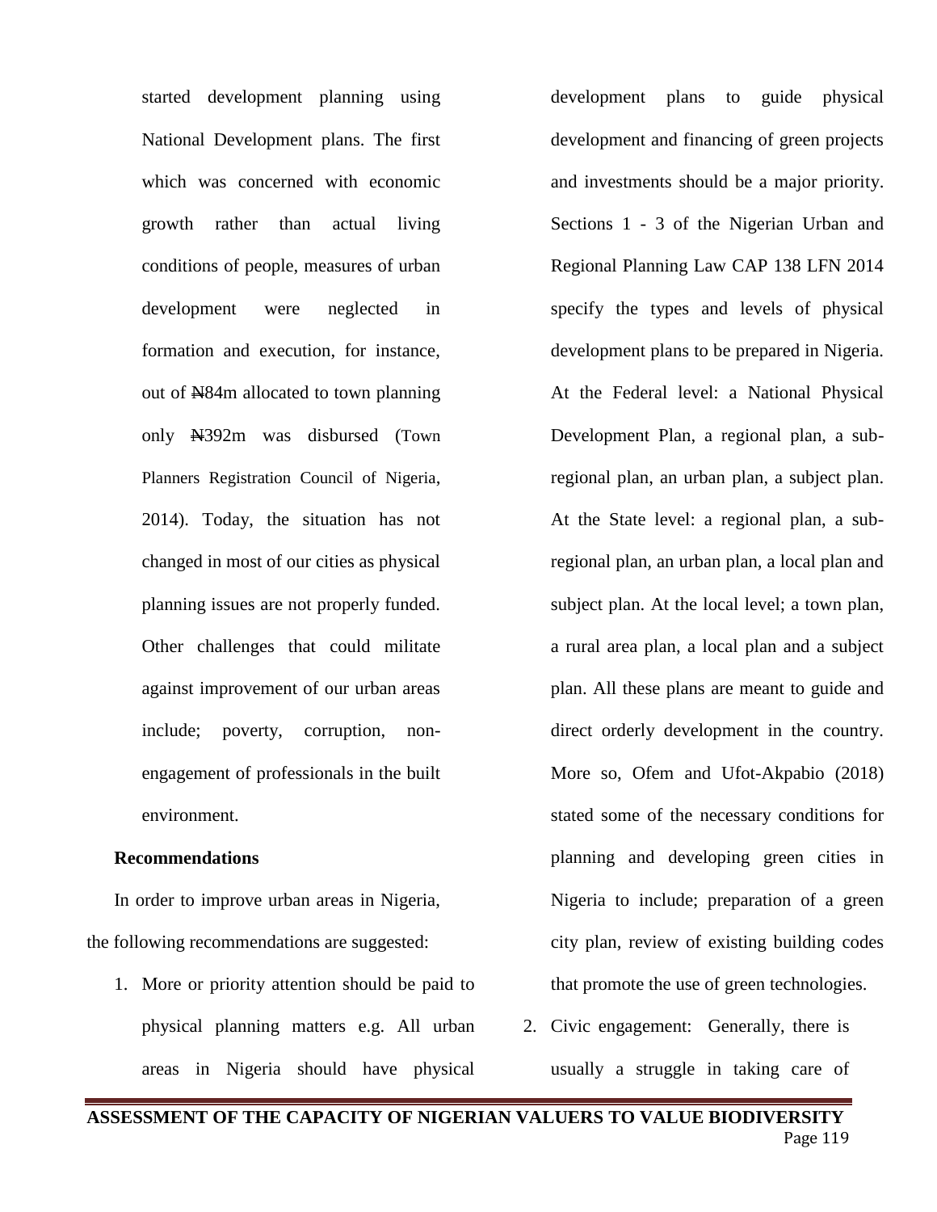started development planning using National Development plans. The first which was concerned with economic growth rather than actual living conditions of people, measures of urban development were neglected in formation and execution, for instance, out of ₦84m allocated to town planning only ₦392m was disbursed (Town Planners Registration Council of Nigeria, 2014). Today, the situation has not changed in most of our cities as physical planning issues are not properly funded. Other challenges that could militate against improvement of our urban areas include; poverty, corruption, non-engagement of professionals in the built environment.

**Recommendations**

In order to improve urban areas in Nigeria, the following recommendations are suggested:

1. More or priority attention should be paid to physical planning matters e.g. All urban areas in Nigeria should have physical development plans to guide physical development and financing of green projects and investments should be a major priority. Sections 1 - 3 of the Nigerian Urban and Regional Planning Law CAP 138 LFN 2014 specify the types and levels of physical development plans to be prepared in Nigeria. At the Federal level: a National Physical Development Plan, a regional plan, a sub-regional plan, an urban plan, a subject plan. At the State level: a regional plan, a sub-regional plan, an urban plan, a local plan and subject plan. At the local level; a town plan, a rural area plan, a local plan and a subject plan. All these plans are meant to guide and direct orderly development in the country. More so, Ofem and Ufot-Akpabio (2018) stated some of the necessary conditions for planning and developing green cities in Nigeria to include; preparation of a green city plan, review of existing building codes that promote the use of green technologies.
2. Civic engagement: Generally, there is usually a struggle in taking care of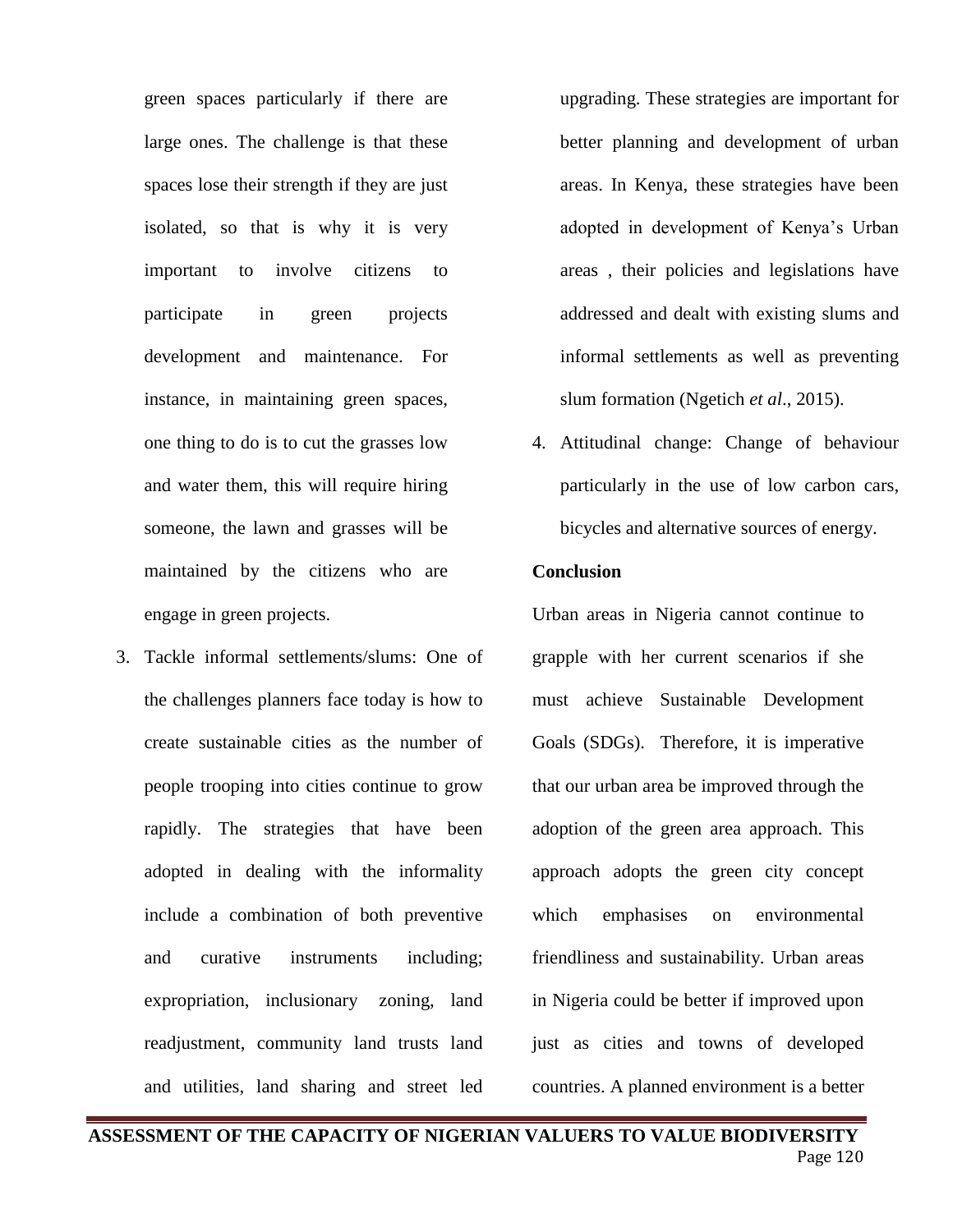green spaces particularly if there are large ones. The challenge is that these spaces lose their strength if they are just isolated, so that is why it is very important to involve citizens to participate in green projects development and maintenance. For instance, in maintaining green spaces, one thing to do is to cut the grasses low and water them, this will require hiring someone, the lawn and grasses will be maintained by the citizens who are engage in green projects.

3. Tackle informal settlements/slums: One of the challenges planners face today is how to create sustainable cities as the number of people trooping into cities continue to grow rapidly. The strategies that have been adopted in dealing with the informality include a combination of both preventive and curative instruments including; expropriation, inclusionary zoning, land readjustment, community land trusts land and utilities, land sharing and street led upgrading. These strategies are important for better planning and development of urban areas. In Kenya, these strategies have been adopted in development of Kenya's Urban areas , their policies and legislations have addressed and dealt with existing slums and informal settlements as well as preventing slum formation (Ngetich *et al*., 2015).
4. Attitudinal change: Change of behaviour particularly in the use of low carbon cars, bicycles and alternative sources of energy.

**Conclusion**

Urban areas in Nigeria cannot continue to grapple with her current scenarios if she must achieve Sustainable Development Goals (SDGs). Therefore, it is imperative that our urban area be improved through the adoption of the green area approach. This approach adopts the green city concept which emphasises on environmental friendliness and sustainability. Urban areas in Nigeria could be better if improved upon just as cities and towns of developed countries. A planned environment is a better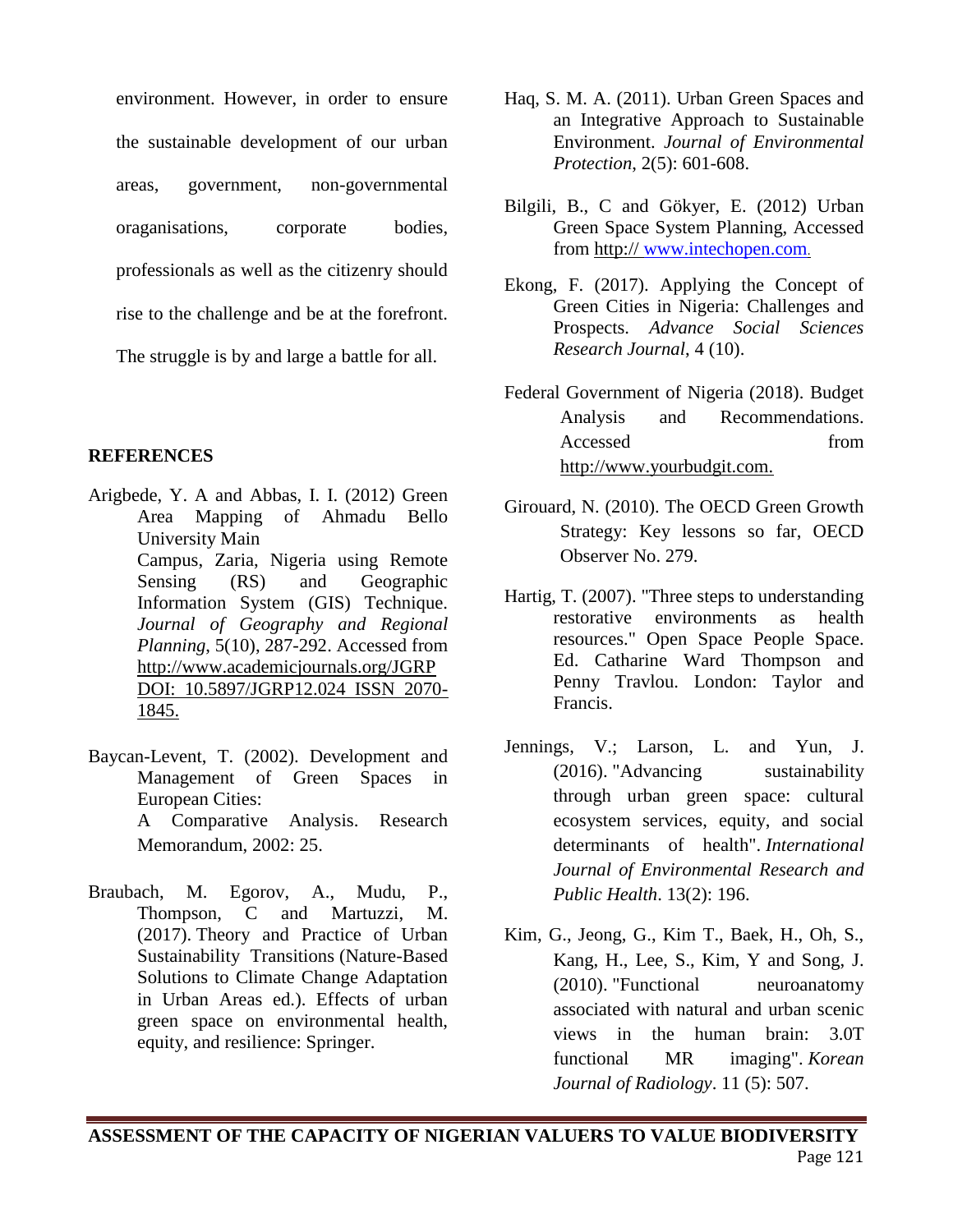environment. However, in order to ensure the sustainable development of our urban areas, government, non-governmental oraganisations, corporate bodies, professionals as well as the citizenry should rise to the challenge and be at the forefront. The struggle is by and large a battle for all.

**REFERENCES**

Arigbede, Y. A and Abbas, I. I. (2012) Green Area Mapping of Ahmadu Bello University Main Campus, Zaria, Nigeria using Remote Sensing (RS) and Geographic Information System (GIS) Technique. *Journal of Geography and Regional Planning*, 5(10), 287-292. Accessed from http://www.academicjournals.org/JGRP DOI: 10.5897/JGRP12.024 ISSN 2070-1845.

Baycan-Levent, T. (2002). Development and Management of Green Spaces in European Cities: A Comparative Analysis. Research Memorandum, 2002: 25.

Braubach, M. Egorov, A., Mudu, P., Thompson, C and Martuzzi, M. (2017). Theory and Practice of Urban Sustainability Transitions (Nature-Based Solutions to Climate Change Adaptation in Urban Areas ed.). Effects of urban green space on environmental health, equity, and resilience: Springer.

Haq, S. M. A. (2011). Urban Green Spaces and an Integrative Approach to Sustainable Environment. *Journal of Environmental Protection*, 2(5): 601-608.

Bilgili, B., C and Gökyer, E. (2012) Urban Green Space System Planning, Accessed from http:// www.intechopen.com.

Ekong, F. (2017). Applying the Concept of Green Cities in Nigeria: Challenges and Prospects. *Advance Social Sciences Research Journal*, 4 (10).

Federal Government of Nigeria (2018). Budget Analysis and Recommendations. Accessed from http://www.yourbudgit.com.

Girouard, N. (2010). The OECD Green Growth Strategy: Key lessons so far, OECD Observer No. 279.

Hartig, T. (2007). "Three steps to understanding restorative environments as health resources." Open Space People Space. Ed. Catharine Ward Thompson and Penny Travlou. London: Taylor and Francis.

Jennings, V.; Larson, L. and Yun, J. (2016). "Advancing sustainability through urban green space: cultural ecosystem services, equity, and social determinants of health". *International Journal of Environmental Research and Public Health*. 13(2): 196.

Kim, G., Jeong, G., Kim T., Baek, H., Oh, S., Kang, H., Lee, S., Kim, Y and Song, J. (2010). "Functional neuroanatomy associated with natural and urban scenic views in the human brain: 3.0T functional MR imaging". *Korean Journal of Radiology*. 11 (5): 507.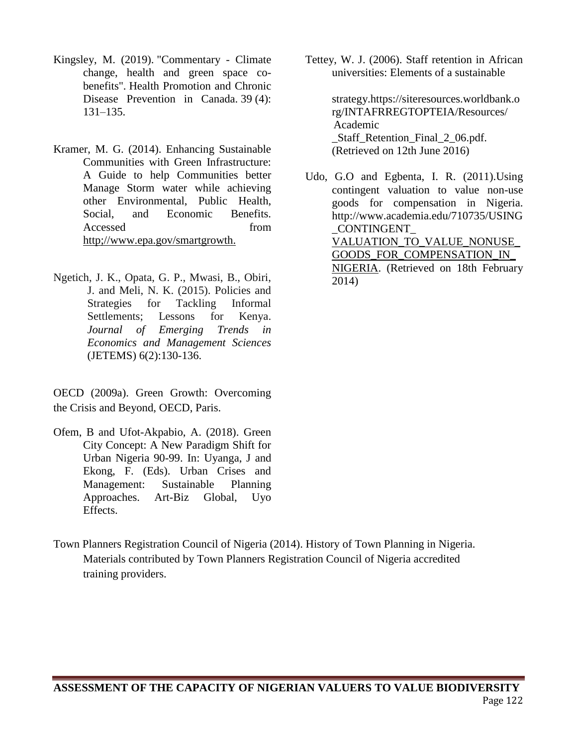Kingsley, M. (2019). "Commentary - Climate change, health and green space co-benefits". Health Promotion and Chronic Disease Prevention in Canada. 39 (4): 131–135.

Kramer, M. G. (2014). Enhancing Sustainable Communities with Green Infrastructure: A Guide to help Communities better Manage Storm water while achieving other Environmental, Public Health, Social, and Economic Benefits. Accessed from http;//www.epa.gov/smartgrowth.

Ngetich, J. K., Opata, G. P., Mwasi, B., Obiri, J. and Meli, N. K. (2015). Policies and Strategies for Tackling Informal Settlements; Lessons for Kenya. *Journal of Emerging Trends in Economics and Management Sciences* (JETEMS) 6(2):130-136.

OECD (2009a). Green Growth: Overcoming the Crisis and Beyond, OECD, Paris.

Ofem, B and Ufot-Akpabio, A. (2018). Green City Concept: A New Paradigm Shift for Urban Nigeria 90-99. In: Uyanga, J and Ekong, F. (Eds). Urban Crises and Management: Sustainable Planning Approaches. Art-Biz Global, Uyo Effects.

Tettey, W. J. (2006). Staff retention in African universities: Elements of a sustainable strategy.https://siteresources.worldbank.org/INTAFRREGTOPTEIA/Resources/ Academic _Staff_Retention_Final_2_06.pdf. (Retrieved on 12th June 2016)

Udo, G.O and Egbenta, I. R. (2011).Using contingent valuation to value non-use goods for compensation in Nigeria. http://www.academia.edu/710735/USING_CONTINGENT_VALUATION_TO_VALUE_NONUSE_GOODS_FOR_COMPENSATION_IN_NIGERIA. (Retrieved on 18th February 2014)

Town Planners Registration Council of Nigeria (2014). History of Town Planning in Nigeria. Materials contributed by Town Planners Registration Council of Nigeria accredited training providers.